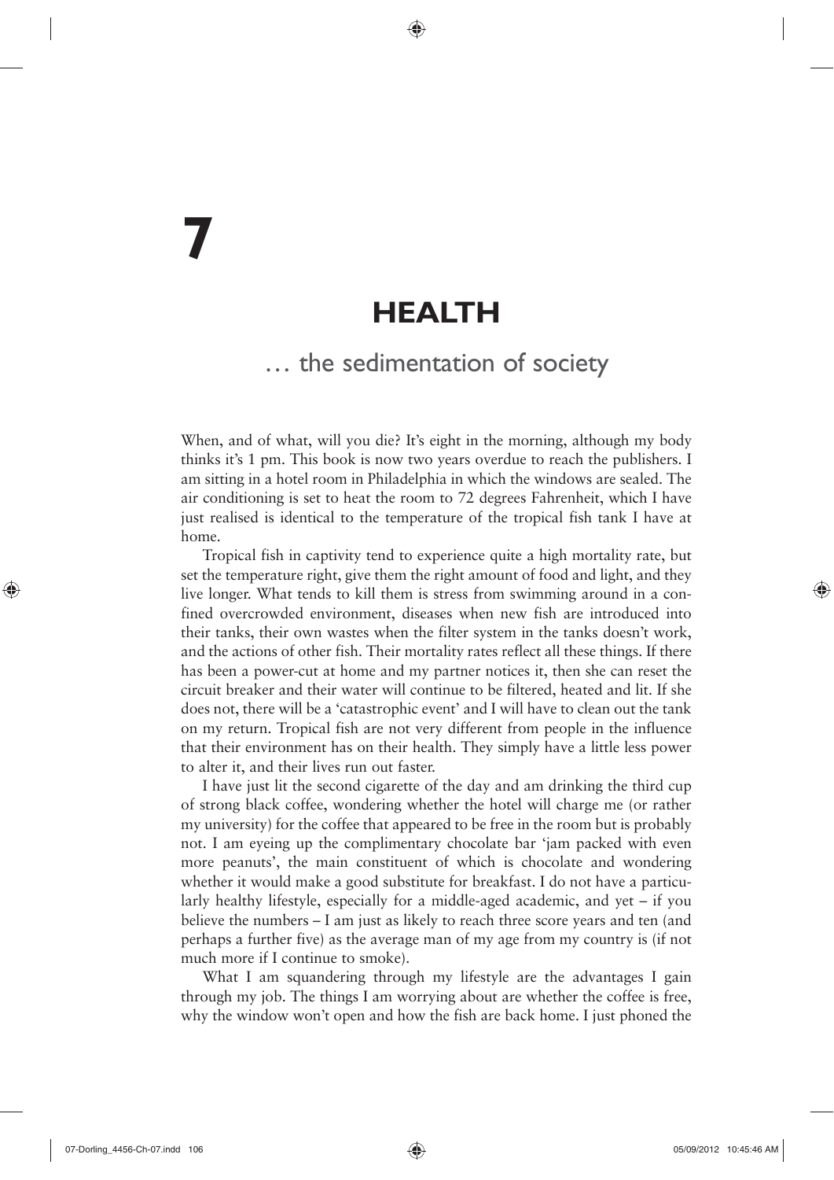# 7

# HEALTH

## … the sedimentation of society

When, and of what, will you die? It's eight in the morning, although my body thinks it's 1 pm. This book is now two years overdue to reach the publishers. I am sitting in a hotel room in Philadelphia in which the windows are sealed. The air conditioning is set to heat the room to 72 degrees Fahrenheit, which I have just realised is identical to the temperature of the tropical fish tank I have at home.

Tropical fish in captivity tend to experience quite a high mortality rate, but set the temperature right, give them the right amount of food and light, and they live longer. What tends to kill them is stress from swimming around in a confined overcrowded environment, diseases when new fish are introduced into their tanks, their own wastes when the filter system in the tanks doesn't work, and the actions of other fish. Their mortality rates reflect all these things. If there has been a power-cut at home and my partner notices it, then she can reset the circuit breaker and their water will continue to be filtered, heated and lit. If she does not, there will be a 'catastrophic event' and I will have to clean out the tank on my return. Tropical fish are not very different from people in the influence that their environment has on their health. They simply have a little less power to alter it, and their lives run out faster.

I have just lit the second cigarette of the day and am drinking the third cup of strong black coffee, wondering whether the hotel will charge me (or rather my university) for the coffee that appeared to be free in the room but is probably not. I am eyeing up the complimentary chocolate bar 'jam packed with even more peanuts', the main constituent of which is chocolate and wondering whether it would make a good substitute for breakfast. I do not have a particularly healthy lifestyle, especially for a middle-aged academic, and yet – if you believe the numbers – I am just as likely to reach three score years and ten (and perhaps a further five) as the average man of my age from my country is (if not much more if I continue to smoke).

What I am squandering through my lifestyle are the advantages I gain through my job. The things I am worrying about are whether the coffee is free, why the window won't open and how the fish are back home. I just phoned the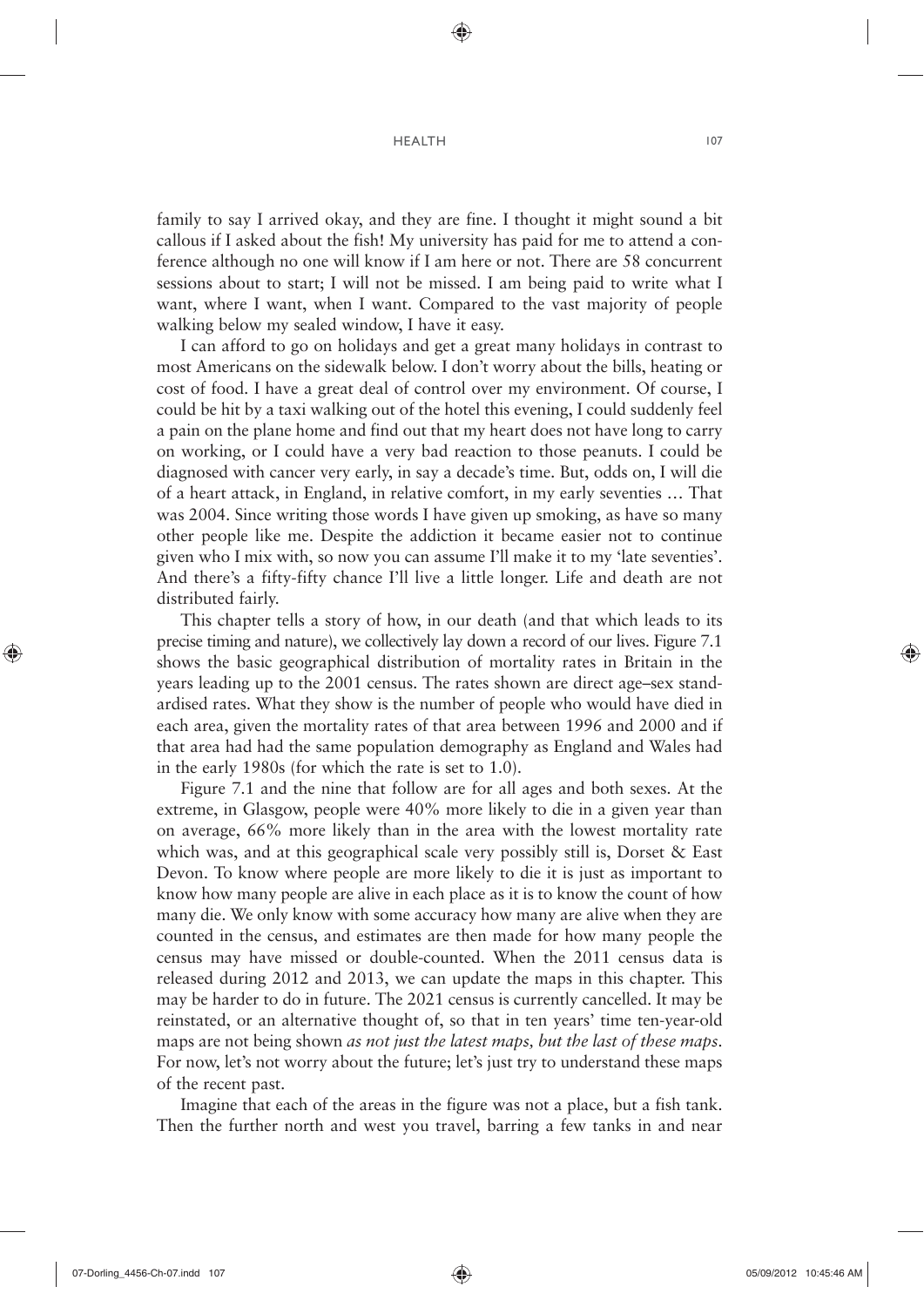family to say I arrived okay, and they are fine. I thought it might sound a bit callous if I asked about the fish! My university has paid for me to attend a conference although no one will know if I am here or not. There are 58 concurrent sessions about to start; I will not be missed. I am being paid to write what I want, where I want, when I want. Compared to the vast majority of people walking below my sealed window, I have it easy.

I can afford to go on holidays and get a great many holidays in contrast to most Americans on the sidewalk below. I don't worry about the bills, heating or cost of food. I have a great deal of control over my environment. Of course, I could be hit by a taxi walking out of the hotel this evening, I could suddenly feel a pain on the plane home and find out that my heart does not have long to carry on working, or I could have a very bad reaction to those peanuts. I could be diagnosed with cancer very early, in say a decade's time. But, odds on, I will die of a heart attack, in England, in relative comfort, in my early seventies … That was 2004. Since writing those words I have given up smoking, as have so many other people like me. Despite the addiction it became easier not to continue given who I mix with, so now you can assume I'll make it to my 'late seventies'. And there's a fifty-fifty chance I'll live a little longer. Life and death are not distributed fairly.

This chapter tells a story of how, in our death (and that which leads to its precise timing and nature), we collectively lay down a record of our lives. Figure 7.1 shows the basic geographical distribution of mortality rates in Britain in the years leading up to the 2001 census. The rates shown are direct age–sex standardised rates. What they show is the number of people who would have died in each area, given the mortality rates of that area between 1996 and 2000 and if that area had had the same population demography as England and Wales had in the early 1980s (for which the rate is set to 1.0).

Figure 7.1 and the nine that follow are for all ages and both sexes. At the extreme, in Glasgow, people were 40% more likely to die in a given year than on average, 66% more likely than in the area with the lowest mortality rate which was, and at this geographical scale very possibly still is, Dorset & East Devon. To know where people are more likely to die it is just as important to know how many people are alive in each place as it is to know the count of how many die. We only know with some accuracy how many are alive when they are counted in the census, and estimates are then made for how many people the census may have missed or double-counted. When the 2011 census data is released during 2012 and 2013, we can update the maps in this chapter. This may be harder to do in future. The 2021 census is currently cancelled. It may be reinstated, or an alternative thought of, so that in ten years' time ten-year-old maps are not being shown *as not just the latest maps, but the last of these maps*. For now, let's not worry about the future; let's just try to understand these maps of the recent past.

Imagine that each of the areas in the figure was not a place, but a fish tank. Then the further north and west you travel, barring a few tanks in and near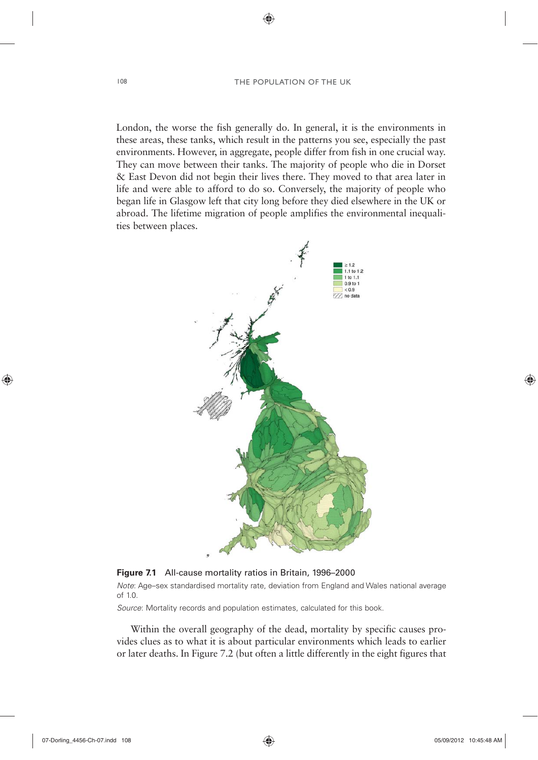London, the worse the fish generally do. In general, it is the environments in these areas, these tanks, which result in the patterns you see, especially the past environments. However, in aggregate, people differ from fish in one crucial way. They can move between their tanks. The majority of people who die in Dorset & East Devon did not begin their lives there. They moved to that area later in life and were able to afford to do so. Conversely, the majority of people who began life in Glasgow left that city long before they died elsewhere in the UK or abroad. The lifetime migration of people amplifies the environmental inequalities between places.

**Figure 7.1** All-cause mortality ratios in Britain, 1996–2000

*Note*: Age–sex standardised mortality rate, deviation from England and Wales national average of 1.0.

*Source*: Mortality records and population estimates, calculated for this book.

Within the overall geography of the dead, mortality by specific causes provides clues as to what it is about particular environments which leads to earlier or later deaths. In Figure 7.2 (but often a little differently in the eight figures that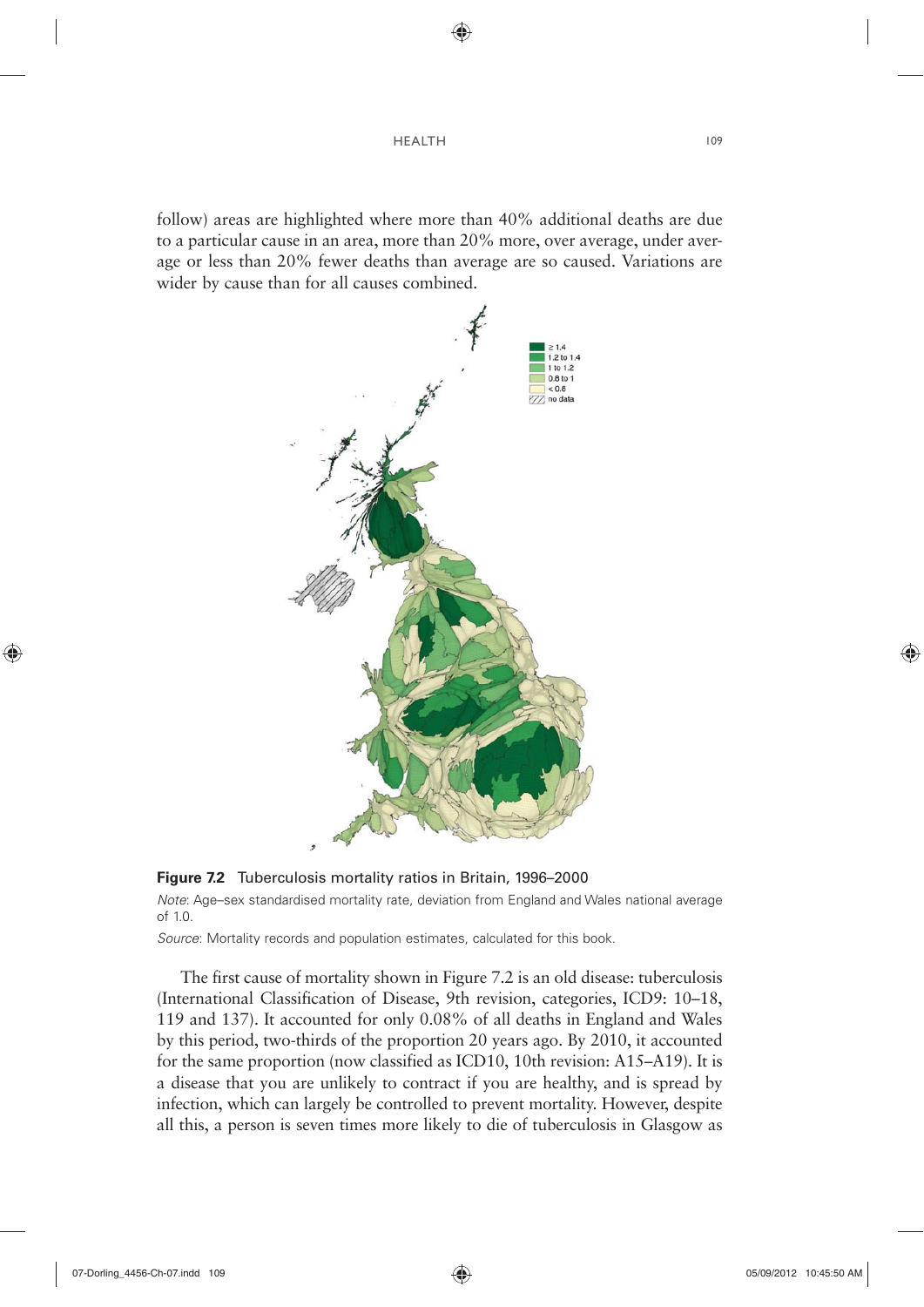follow) areas are highlighted where more than 40% additional deaths are due to a particular cause in an area, more than 20% more, over average, under average or less than 20% fewer deaths than average are so caused. Variations are wider by cause than for all causes combined.

**Figure 7.2** Tuberculosis mortality ratios in Britain, 1996–2000

*Note*: Age–sex standardised mortality rate, deviation from England and Wales national average of 1.0.

*Source*: Mortality records and population estimates, calculated for this book.

The first cause of mortality shown in Figure 7.2 is an old disease: tuberculosis (International Classification of Disease, 9th revision, categories, ICD9: 10–18, 119 and 137). It accounted for only 0.08% of all deaths in England and Wales by this period, two-thirds of the proportion 20 years ago. By 2010, it accounted for the same proportion (now classified as ICD10, 10th revision: A15–A19). It is a disease that you are unlikely to contract if you are healthy, and is spread by infection, which can largely be controlled to prevent mortality. However, despite all this, a person is seven times more likely to die of tuberculosis in Glasgow as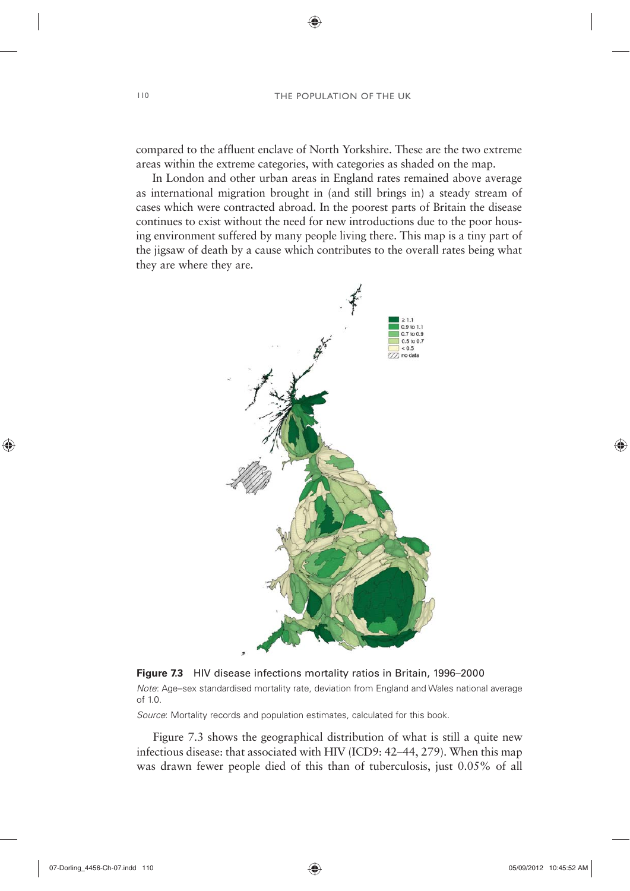compared to the affluent enclave of North Yorkshire. These are the two extreme areas within the extreme categories, with categories as shaded on the map.

In London and other urban areas in England rates remained above average as international migration brought in (and still brings in) a steady stream of cases which were contracted abroad. In the poorest parts of Britain the disease continues to exist without the need for new introductions due to the poor housing environment suffered by many people living there. This map is a tiny part of the jigsaw of death by a cause which contributes to the overall rates being what they are where they are.

**Figure 7.3** HIV disease infections mortality ratios in Britain, 1996–2000

*Note*: Age–sex standardised mortality rate, deviation from England and Wales national average of 1.0.

*Source*: Mortality records and population estimates, calculated for this book.

Figure 7.3 shows the geographical distribution of what is still a quite new infectious disease: that associated with HIV (ICD9: 42–44, 279). When this map was drawn fewer people died of this than of tuberculosis, just 0.05% of all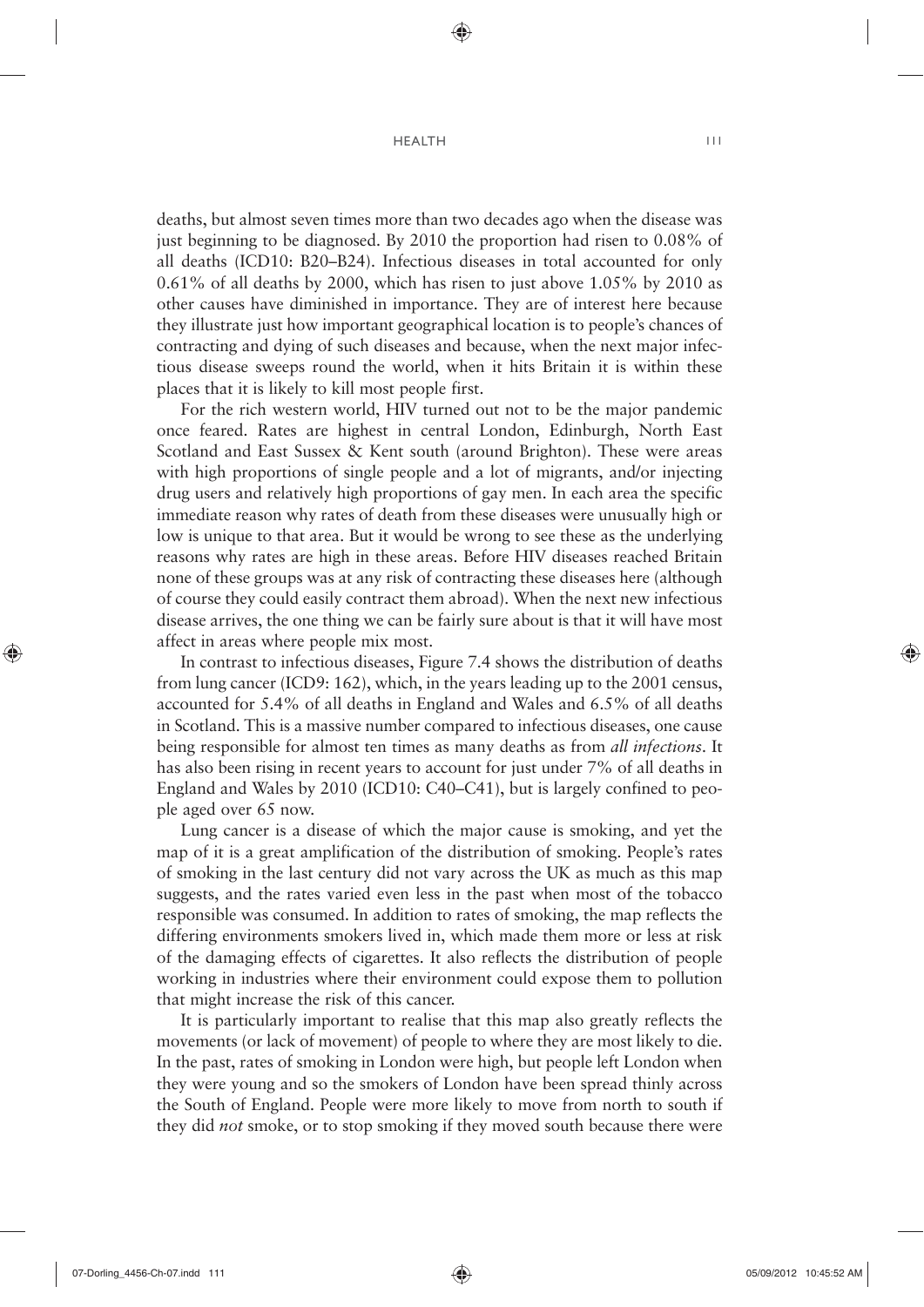deaths, but almost seven times more than two decades ago when the disease was just beginning to be diagnosed. By 2010 the proportion had risen to 0.08% of all deaths (ICD10: B20–B24). Infectious diseases in total accounted for only 0.61% of all deaths by 2000, which has risen to just above 1.05% by 2010 as other causes have diminished in importance. They are of interest here because they illustrate just how important geographical location is to people's chances of contracting and dying of such diseases and because, when the next major infectious disease sweeps round the world, when it hits Britain it is within these places that it is likely to kill most people first.

For the rich western world, HIV turned out not to be the major pandemic once feared. Rates are highest in central London, Edinburgh, North East Scotland and East Sussex & Kent south (around Brighton). These were areas with high proportions of single people and a lot of migrants, and/or injecting drug users and relatively high proportions of gay men. In each area the specific immediate reason why rates of death from these diseases were unusually high or low is unique to that area. But it would be wrong to see these as the underlying reasons why rates are high in these areas. Before HIV diseases reached Britain none of these groups was at any risk of contracting these diseases here (although of course they could easily contract them abroad). When the next new infectious disease arrives, the one thing we can be fairly sure about is that it will have most affect in areas where people mix most.

In contrast to infectious diseases, Figure 7.4 shows the distribution of deaths from lung cancer (ICD9: 162), which, in the years leading up to the 2001 census, accounted for 5.4% of all deaths in England and Wales and 6.5% of all deaths in Scotland. This is a massive number compared to infectious diseases, one cause being responsible for almost ten times as many deaths as from *all infections*. It has also been rising in recent years to account for just under 7% of all deaths in England and Wales by 2010 (ICD10: C40–C41), but is largely confined to people aged over 65 now.

Lung cancer is a disease of which the major cause is smoking, and yet the map of it is a great amplification of the distribution of smoking. People's rates of smoking in the last century did not vary across the UK as much as this map suggests, and the rates varied even less in the past when most of the tobacco responsible was consumed. In addition to rates of smoking, the map reflects the differing environments smokers lived in, which made them more or less at risk of the damaging effects of cigarettes. It also reflects the distribution of people working in industries where their environment could expose them to pollution that might increase the risk of this cancer.

It is particularly important to realise that this map also greatly reflects the movements (or lack of movement) of people to where they are most likely to die. In the past, rates of smoking in London were high, but people left London when they were young and so the smokers of London have been spread thinly across the South of England. People were more likely to move from north to south if they did *not* smoke, or to stop smoking if they moved south because there were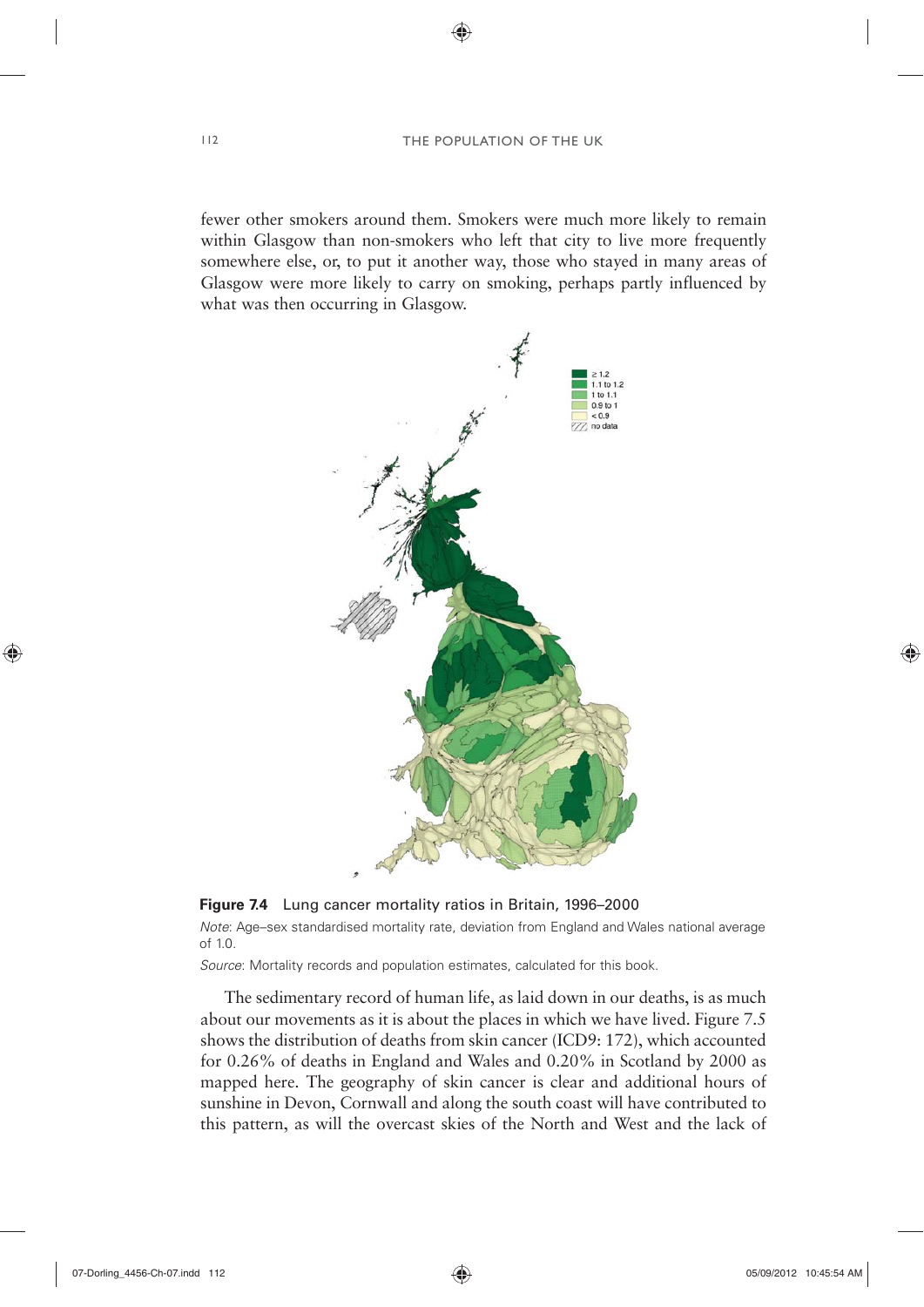fewer other smokers around them. Smokers were much more likely to remain within Glasgow than non-smokers who left that city to live more frequently somewhere else, or, to put it another way, those who stayed in many areas of Glasgow were more likely to carry on smoking, perhaps partly influenced by what was then occurring in Glasgow.

**Figure 7.4** Lung cancer mortality ratios in Britain, 1996–2000

*Note*: Age–sex standardised mortality rate, deviation from England and Wales national average of 1.0.

*Source*: Mortality records and population estimates, calculated for this book.

The sedimentary record of human life, as laid down in our deaths, is as much about our movements as it is about the places in which we have lived. Figure 7.5 shows the distribution of deaths from skin cancer (ICD9: 172), which accounted for 0.26% of deaths in England and Wales and 0.20% in Scotland by 2000 as mapped here. The geography of skin cancer is clear and additional hours of sunshine in Devon, Cornwall and along the south coast will have contributed to this pattern, as will the overcast skies of the North and West and the lack of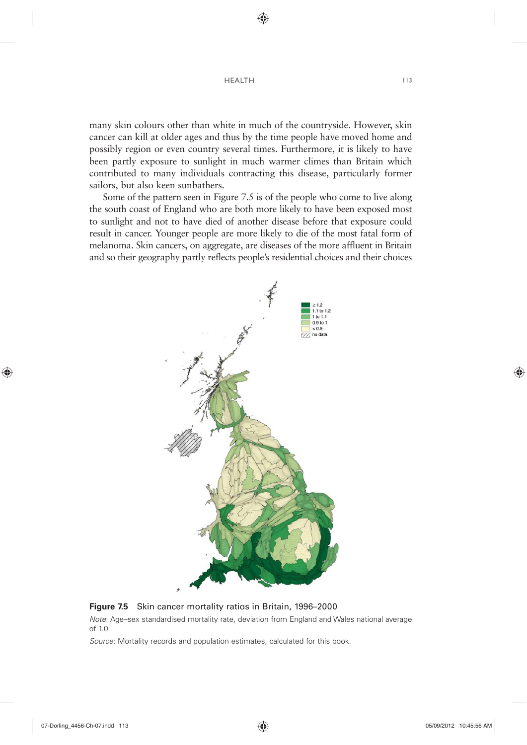many skin colours other than white in much of the countryside. However, skin cancer can kill at older ages and thus by the time people have moved home and possibly region or even country several times. Furthermore, it is likely to have been partly exposure to sunlight in much warmer climes than Britain which contributed to many individuals contracting this disease, particularly former sailors, but also keen sunbathers.

Some of the pattern seen in Figure 7.5 is of the people who come to live along the south coast of England who are both more likely to have been exposed most to sunlight and not to have died of another disease before that exposure could result in cancer. Younger people are more likely to die of the most fatal form of melanoma. Skin cancers, on aggregate, are diseases of the more affluent in Britain and so their geography partly reflects people's residential choices and their choices

**Figure 7.5** Skin cancer mortality ratios in Britain, 1996–2000

*Note*: Age–sex standardised mortality rate, deviation from England and Wales national average of 1.0.

*Source*: Mortality records and population estimates, calculated for this book.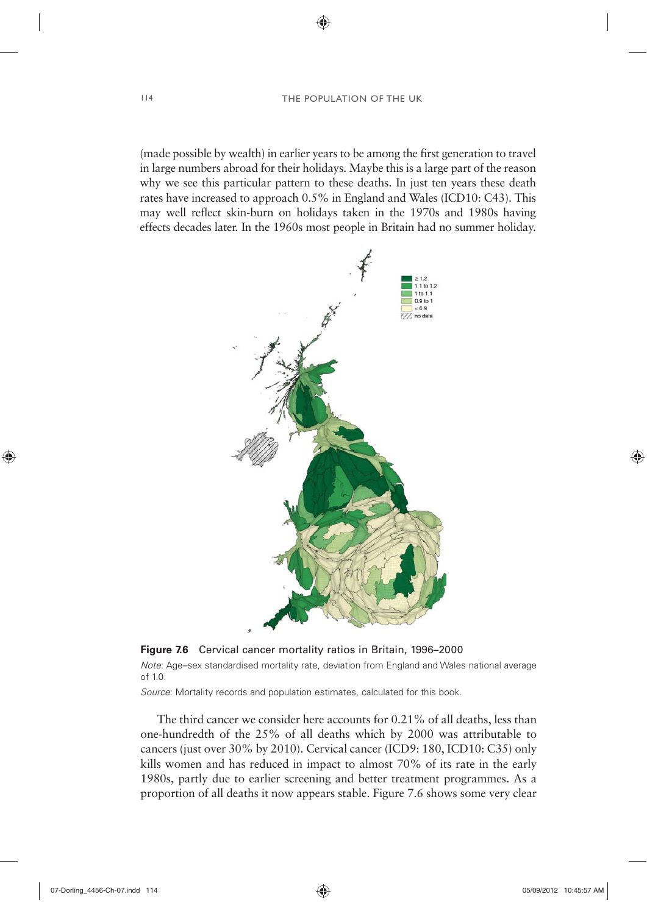(made possible by wealth) in earlier years to be among the first generation to travel in large numbers abroad for their holidays. Maybe this is a large part of the reason why we see this particular pattern to these deaths. In just ten years these death rates have increased to approach 0.5% in England and Wales (ICD10: C43). This may well reflect skin-burn on holidays taken in the 1970s and 1980s having effects decades later. In the 1960s most people in Britain had no summer holiday.

**Figure 7.6** Cervical cancer mortality ratios in Britain, 1996–2000

*Note*: Age–sex standardised mortality rate, deviation from England and Wales national average of 1.0.

*Source*: Mortality records and population estimates, calculated for this book.

The third cancer we consider here accounts for 0.21% of all deaths, less than one-hundredth of the 25% of all deaths which by 2000 was attributable to cancers (just over 30% by 2010). Cervical cancer (ICD9: 180, ICD10: C35) only kills women and has reduced in impact to almost 70% of its rate in the early 1980s, partly due to earlier screening and better treatment programmes. As a proportion of all deaths it now appears stable. Figure 7.6 shows some very clear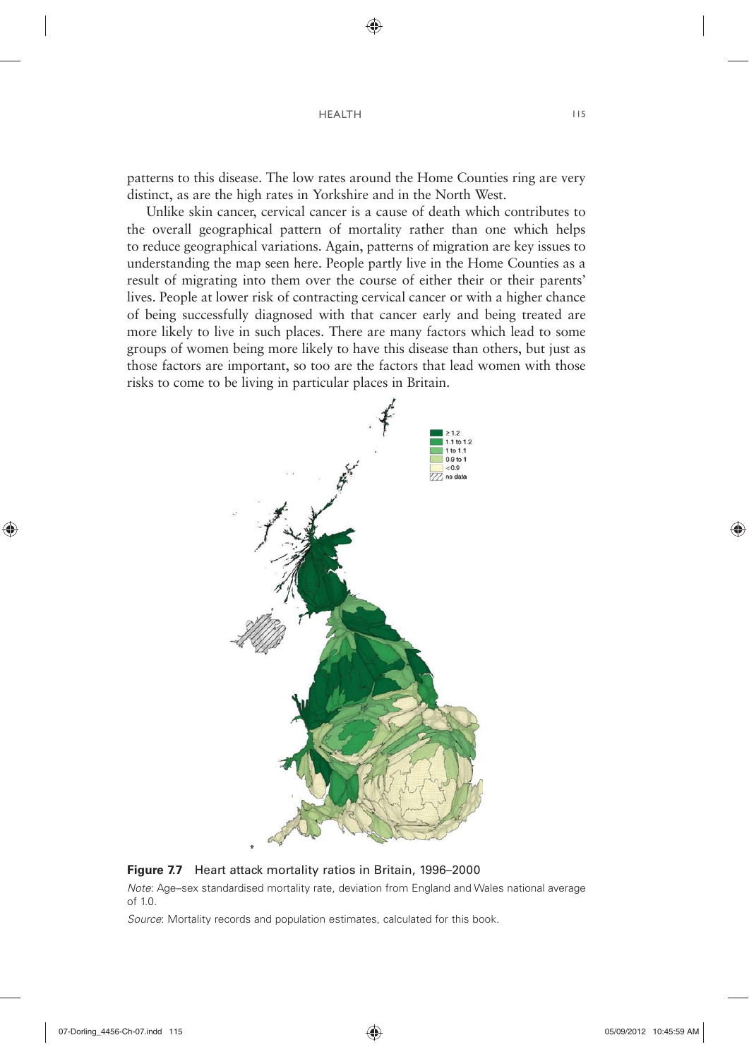patterns to this disease. The low rates around the Home Counties ring are very distinct, as are the high rates in Yorkshire and in the North West.

Unlike skin cancer, cervical cancer is a cause of death which contributes to the overall geographical pattern of mortality rather than one which helps to reduce geographical variations. Again, patterns of migration are key issues to understanding the map seen here. People partly live in the Home Counties as a result of migrating into them over the course of either their or their parents' lives. People at lower risk of contracting cervical cancer or with a higher chance of being successfully diagnosed with that cancer early and being treated are more likely to live in such places. There are many factors which lead to some groups of women being more likely to have this disease than others, but just as those factors are important, so too are the factors that lead women with those risks to come to be living in particular places in Britain.

**Figure 7.7** Heart attack mortality ratios in Britain, 1996–2000

*Note*: Age–sex standardised mortality rate, deviation from England and Wales national average of 1.0.

*Source*: Mortality records and population estimates, calculated for this book.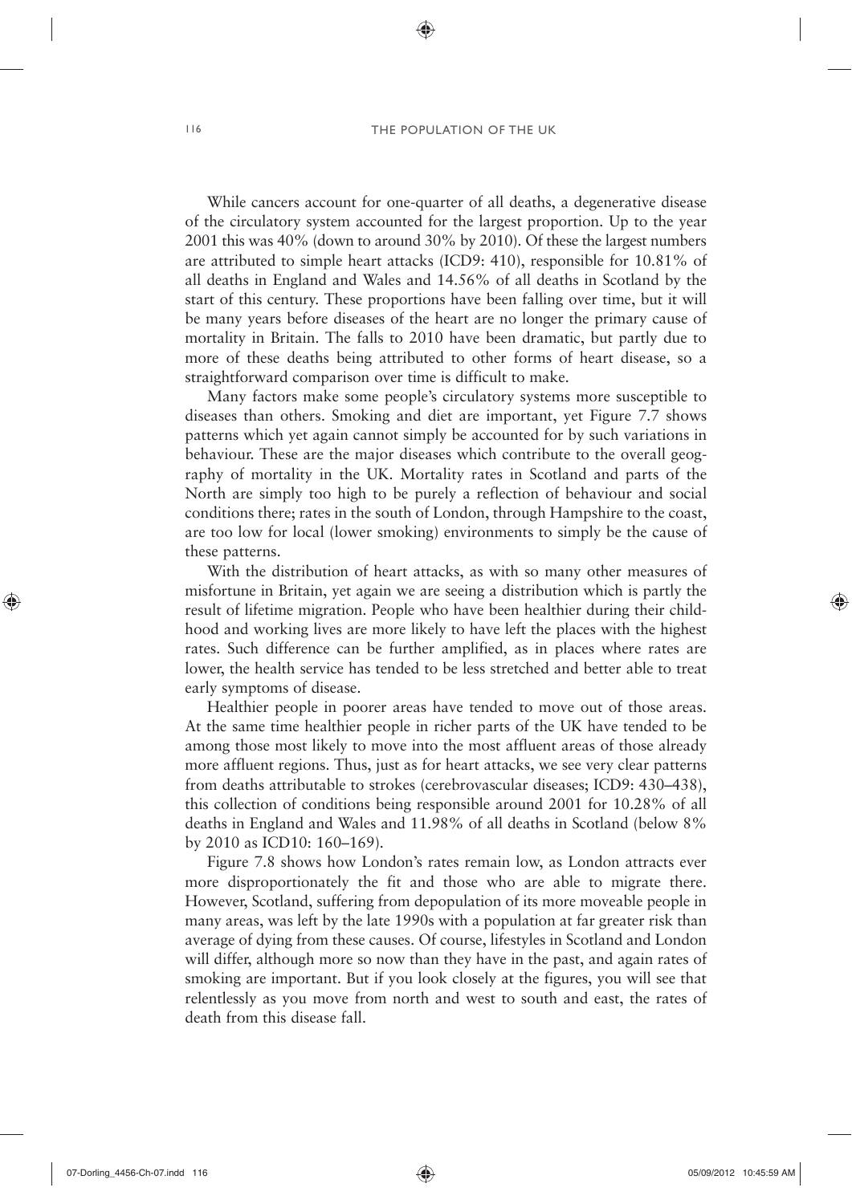While cancers account for one-quarter of all deaths, a degenerative disease of the circulatory system accounted for the largest proportion. Up to the year 2001 this was 40% (down to around 30% by 2010). Of these the largest numbers are attributed to simple heart attacks (ICD9: 410), responsible for 10.81% of all deaths in England and Wales and 14.56% of all deaths in Scotland by the start of this century. These proportions have been falling over time, but it will be many years before diseases of the heart are no longer the primary cause of mortality in Britain. The falls to 2010 have been dramatic, but partly due to more of these deaths being attributed to other forms of heart disease, so a straightforward comparison over time is difficult to make.

Many factors make some people's circulatory systems more susceptible to diseases than others. Smoking and diet are important, yet Figure 7.7 shows patterns which yet again cannot simply be accounted for by such variations in behaviour. These are the major diseases which contribute to the overall geography of mortality in the UK. Mortality rates in Scotland and parts of the North are simply too high to be purely a reflection of behaviour and social conditions there; rates in the south of London, through Hampshire to the coast, are too low for local (lower smoking) environments to simply be the cause of these patterns.

With the distribution of heart attacks, as with so many other measures of misfortune in Britain, yet again we are seeing a distribution which is partly the result of lifetime migration. People who have been healthier during their childhood and working lives are more likely to have left the places with the highest rates. Such difference can be further amplified, as in places where rates are lower, the health service has tended to be less stretched and better able to treat early symptoms of disease.

Healthier people in poorer areas have tended to move out of those areas. At the same time healthier people in richer parts of the UK have tended to be among those most likely to move into the most affluent areas of those already more affluent regions. Thus, just as for heart attacks, we see very clear patterns from deaths attributable to strokes (cerebrovascular diseases; ICD9: 430–438), this collection of conditions being responsible around 2001 for 10.28% of all deaths in England and Wales and 11.98% of all deaths in Scotland (below 8% by 2010 as ICD10: 160–169).

Figure 7.8 shows how London's rates remain low, as London attracts ever more disproportionately the fit and those who are able to migrate there. However, Scotland, suffering from depopulation of its more moveable people in many areas, was left by the late 1990s with a population at far greater risk than average of dying from these causes. Of course, lifestyles in Scotland and London will differ, although more so now than they have in the past, and again rates of smoking are important. But if you look closely at the figures, you will see that relentlessly as you move from north and west to south and east, the rates of death from this disease fall.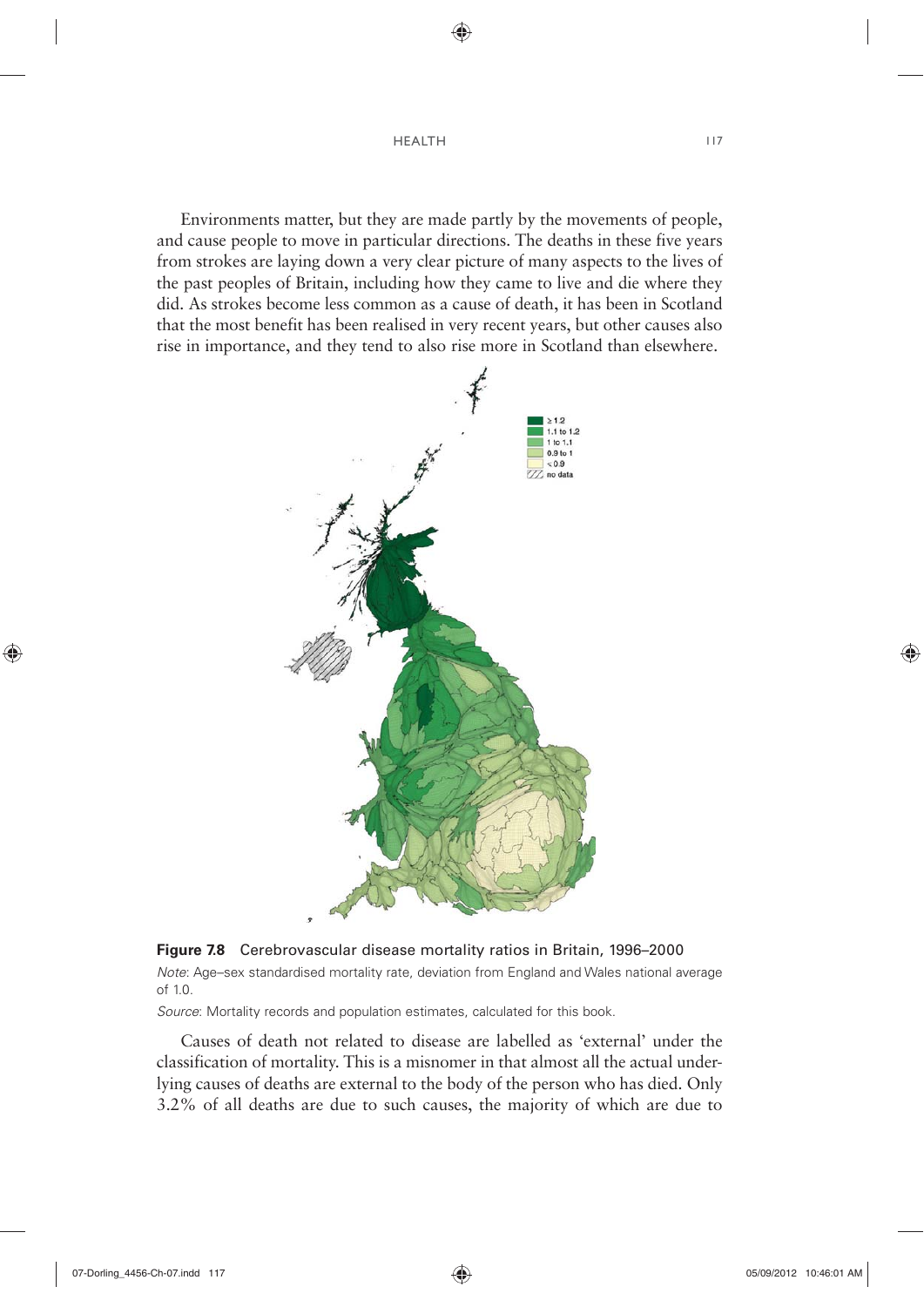Environments matter, but they are made partly by the movements of people, and cause people to move in particular directions. The deaths in these five years from strokes are laying down a very clear picture of many aspects to the lives of the past peoples of Britain, including how they came to live and die where they did. As strokes become less common as a cause of death, it has been in Scotland that the most benefit has been realised in very recent years, but other causes also rise in importance, and they tend to also rise more in Scotland than elsewhere.

**Figure 7.8** Cerebrovascular disease mortality ratios in Britain, 1996–2000

*Note*: Age–sex standardised mortality rate, deviation from England and Wales national average of 1.0.

*Source*: Mortality records and population estimates, calculated for this book.

Causes of death not related to disease are labelled as 'external' under the classification of mortality. This is a misnomer in that almost all the actual underlying causes of deaths are external to the body of the person who has died. Only 3.2% of all deaths are due to such causes, the majority of which are due to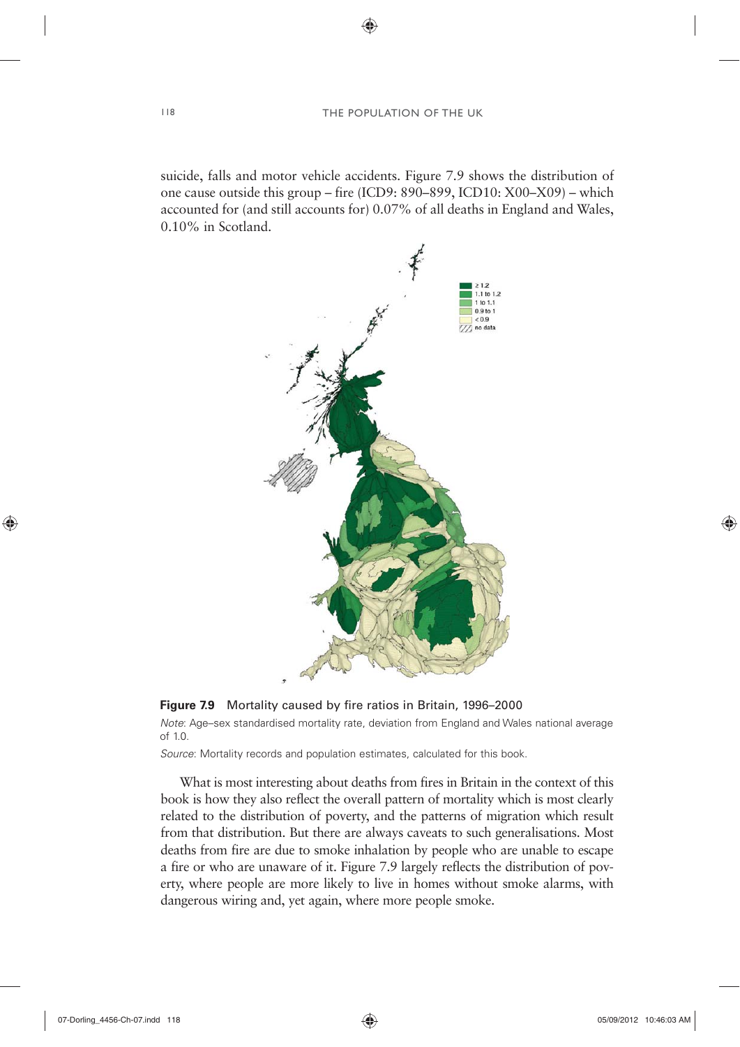suicide, falls and motor vehicle accidents. Figure 7.9 shows the distribution of one cause outside this group – fire (ICD9: 890–899, ICD10: X00–X09) – which accounted for (and still accounts for) 0.07% of all deaths in England and Wales, 0.10% in Scotland.

**Figure 7.9** Mortality caused by fire ratios in Britain, 1996–2000

*Note*: Age–sex standardised mortality rate, deviation from England and Wales national average of 1.0.

*Source*: Mortality records and population estimates, calculated for this book.

What is most interesting about deaths from fires in Britain in the context of this book is how they also reflect the overall pattern of mortality which is most clearly related to the distribution of poverty, and the patterns of migration which result from that distribution. But there are always caveats to such generalisations. Most deaths from fire are due to smoke inhalation by people who are unable to escape a fire or who are unaware of it. Figure 7.9 largely reflects the distribution of poverty, where people are more likely to live in homes without smoke alarms, with dangerous wiring and, yet again, where more people smoke.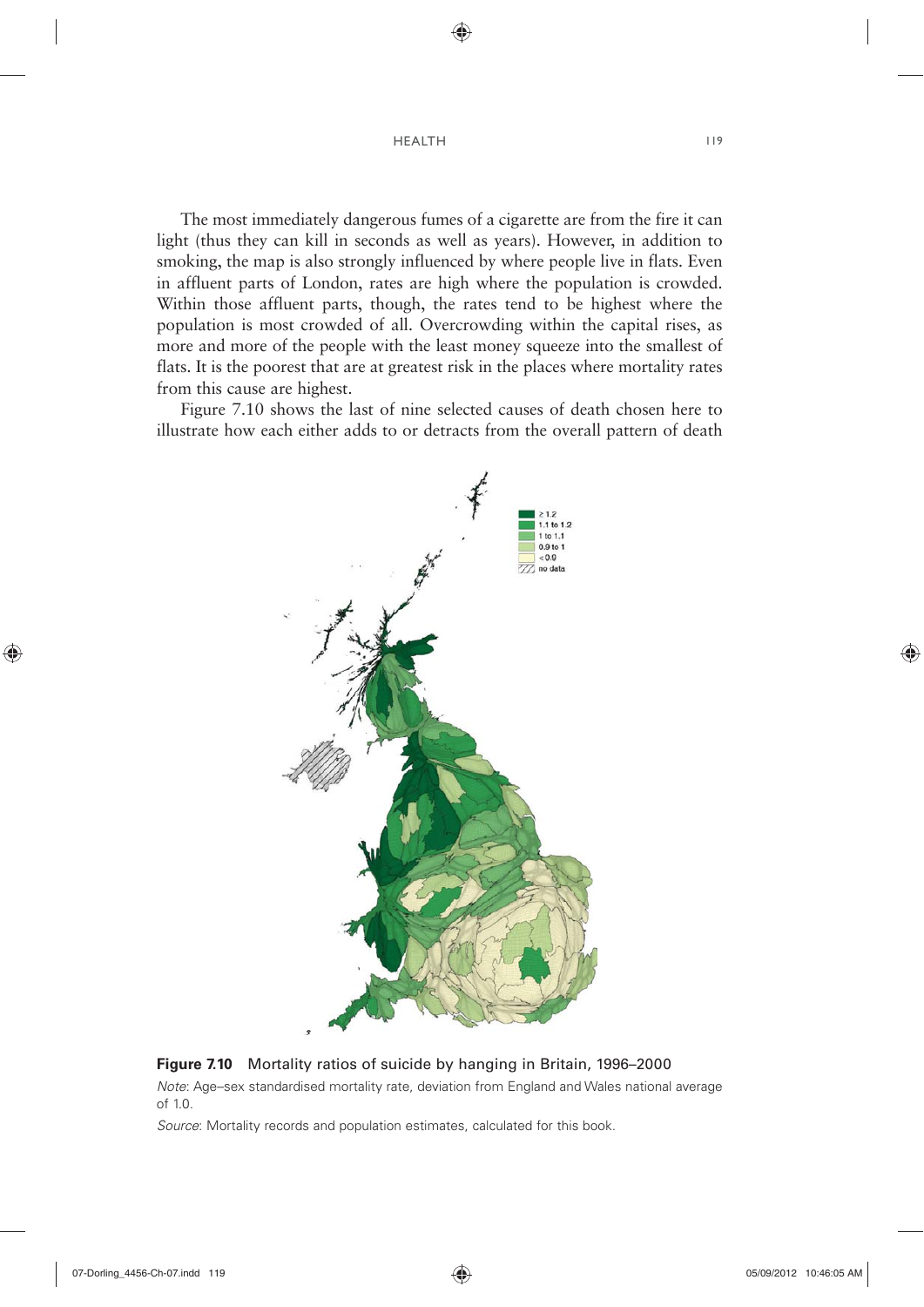The most immediately dangerous fumes of a cigarette are from the fire it can light (thus they can kill in seconds as well as years). However, in addition to smoking, the map is also strongly influenced by where people live in flats. Even in affluent parts of London, rates are high where the population is crowded. Within those affluent parts, though, the rates tend to be highest where the population is most crowded of all. Overcrowding within the capital rises, as more and more of the people with the least money squeeze into the smallest of flats. It is the poorest that are at greatest risk in the places where mortality rates from this cause are highest.

Figure 7.10 shows the last of nine selected causes of death chosen here to illustrate how each either adds to or detracts from the overall pattern of death

**Figure 7.10** Mortality ratios of suicide by hanging in Britain, 1996–2000

*Note*: Age–sex standardised mortality rate, deviation from England and Wales national average of 1.0.

*Source*: Mortality records and population estimates, calculated for this book.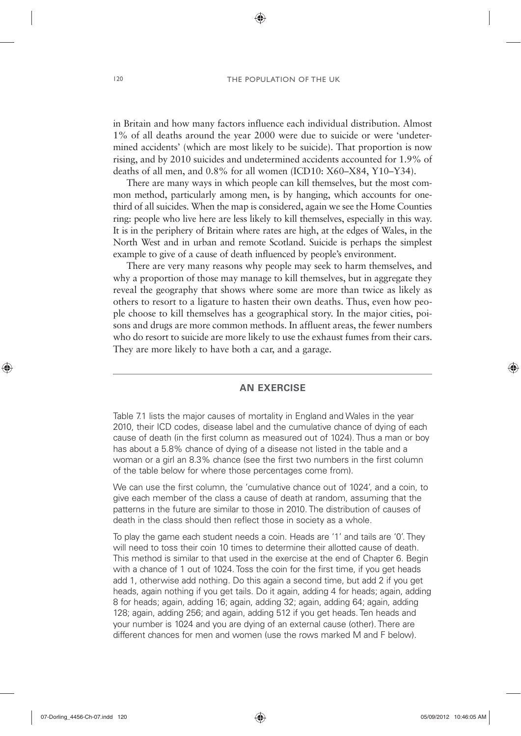in Britain and how many factors influence each individual distribution. Almost 1% of all deaths around the year 2000 were due to suicide or were 'undetermined accidents' (which are most likely to be suicide). That proportion is now rising, and by 2010 suicides and undetermined accidents accounted for 1.9% of deaths of all men, and 0.8% for all women (ICD10: X60–X84, Y10–Y34).

There are many ways in which people can kill themselves, but the most common method, particularly among men, is by hanging, which accounts for one-third of all suicides. When the map is considered, again we see the Home Counties ring: people who live here are less likely to kill themselves, especially in this way. It is in the periphery of Britain where rates are high, at the edges of Wales, in the North West and in urban and remote Scotland. Suicide is perhaps the simplest example to give of a cause of death influenced by people's environment.

There are very many reasons why people may seek to harm themselves, and why a proportion of those may manage to kill themselves, but in aggregate they reveal the geography that shows where some are more than twice as likely as others to resort to a ligature to hasten their own deaths. Thus, even how people choose to kill themselves has a geographical story. In the major cities, poisons and drugs are more common methods. In affluent areas, the fewer numbers who do resort to suicide are more likely to use the exhaust fumes from their cars. They are more likely to have both a car, and a garage.

## AN EXERCISE

Table 7.1 lists the major causes of mortality in England and Wales in the year 2010, their ICD codes, disease label and the cumulative chance of dying of each cause of death (in the first column as measured out of 1024). Thus a man or boy has about a 5.8% chance of dying of a disease not listed in the table and a woman or a girl an 8.3% chance (see the first two numbers in the first column of the table below for where those percentages come from).

We can use the first column, the 'cumulative chance out of 1024', and a coin, to give each member of the class a cause of death at random, assuming that the patterns in the future are similar to those in 2010. The distribution of causes of death in the class should then reflect those in society as a whole.

To play the game each student needs a coin. Heads are '1' and tails are '0'. They will need to toss their coin 10 times to determine their allotted cause of death. This method is similar to that used in the exercise at the end of Chapter 6. Begin with a chance of 1 out of 1024. Toss the coin for the first time, if you get heads add 1, otherwise add nothing. Do this again a second time, but add 2 if you get heads, again nothing if you get tails. Do it again, adding 4 for heads; again, adding 8 for heads; again, adding 16; again, adding 32; again, adding 64; again, adding 128; again, adding 256; and again, adding 512 if you get heads. Ten heads and your number is 1024 and you are dying of an external cause (other). There are different chances for men and women (use the rows marked M and F below).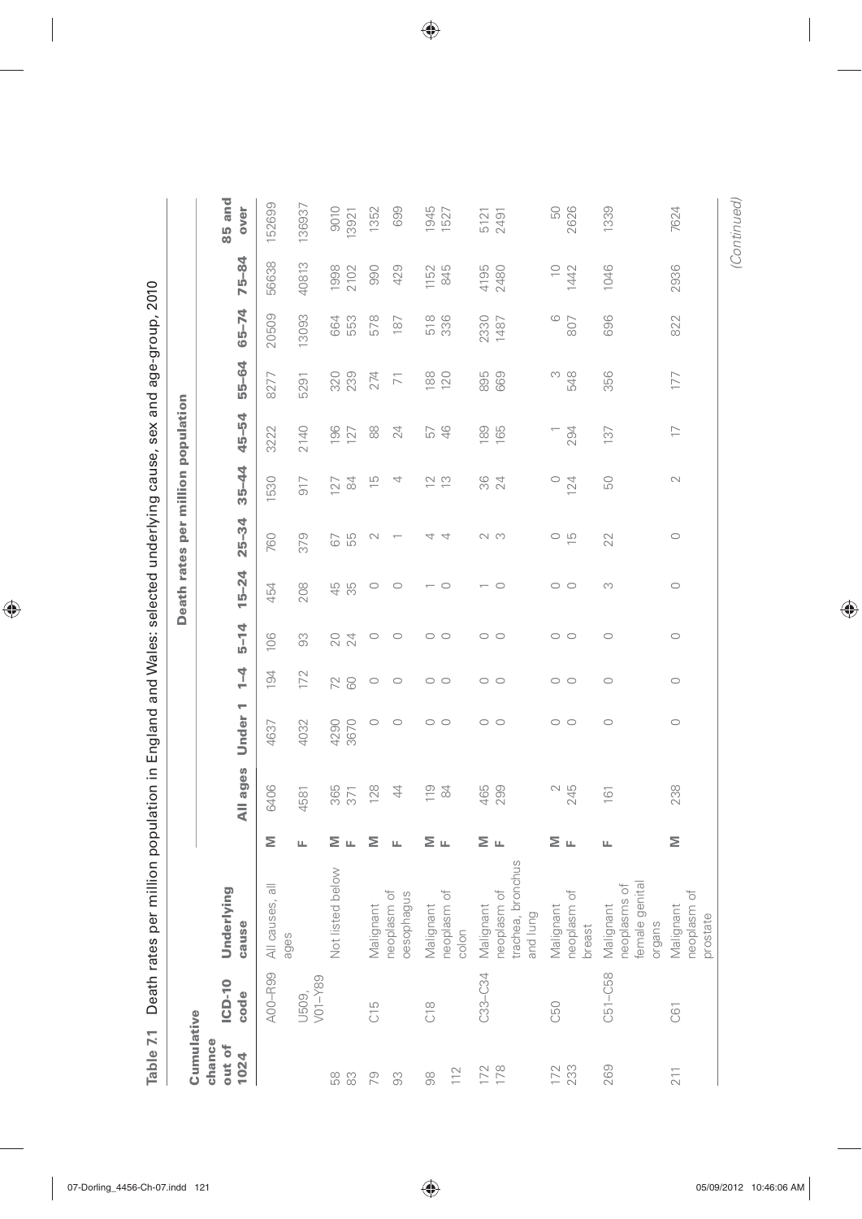**Table 7.1** Death rates per million population in England and Wales: selected underlying cause, sex and age-group, 2010

| Cumulative chance out of 1024 | ICD-10 code | Underlying cause | | Death rates per million population | | | | | | | | | | | |
|---|---|---|---|---|---|---|---|---|---|---|---|---|---|---|---|
| | | | | All ages | Under 1 | 1–4 | 5–14 | 15–24 | 25–34 | 35–44 | 45–54 | 55–64 | 65–74 | 75–84 | 85 and over |
| | A00–R99 | All causes, all ages | M | 6406 | 4637 | 194 | 106 | 454 | 760 | 1530 | 3222 | 8277 | 20509 | 56638 | 152699 |
| | U509, V01–Y89 | | F | 4581 | 4032 | 172 | 93 | 208 | 379 | 917 | 2140 | 5291 | 13093 | 40813 | 136937 |
| 58 | | Not listed below | M | 365 | 4290 | 72 | 20 | 45 | 67 | 127 | 196 | 320 | 664 | 1998 | 9010 |
| 83 | | | F | 371 | 3670 | 60 | 24 | 35 | 55 | 84 | 127 | 239 | 553 | 2102 | 13921 |
| 79 | C15 | Malignant neoplasm of oesophagus | M | 128 | 0 | 0 | 0 | 0 | 2 | 15 | 88 | 274 | 578 | 990 | 1352 |
| 93 | | | F | 44 | 0 | 0 | 0 | 0 | 1 | 4 | 24 | 71 | 187 | 429 | 699 |
| 98 | C18 | Malignant neoplasm of colon | M | 119 | 0 | 0 | 0 | 1 | 4 | 12 | 57 | 188 | 518 | 1152 | 1945 |
| 112 | | | F | 84 | 0 | 0 | 0 | 0 | 4 | 13 | 46 | 120 | 336 | 845 | 1527 |
| 172 | C33–C34 | Malignant neoplasm of trachea, bronchus and lung | M | 465 | 0 | 0 | 0 | 1 | 2 | 36 | 189 | 895 | 2330 | 4195 | 5121 |
| 178 | | | F | 299 | 0 | 0 | 0 | 0 | 3 | 24 | 165 | 669 | 1487 | 2480 | 2491 |
| 172 | C50 | Malignant neoplasm of breast | M | 2 | 0 | 0 | 0 | 0 | 0 | 0 | 1 | 3 | 6 | 10 | 50 |
| 233 | | | F | 245 | 0 | 0 | 0 | 0 | 15 | 124 | 294 | 548 | 807 | 1442 | 2626 |
| 269 | C51–C58 | Malignant neoplasms of female genital organs | F | 161 | 0 | 0 | 0 | 3 | 22 | 50 | 137 | 356 | 696 | 1046 | 1339 |
| 211 | C61 | Malignant neoplasm of prostate | M | 238 | 0 | 0 | 0 | 0 | 0 | 2 | 17 | 177 | 822 | 2936 | 7624 |

*(Continued)*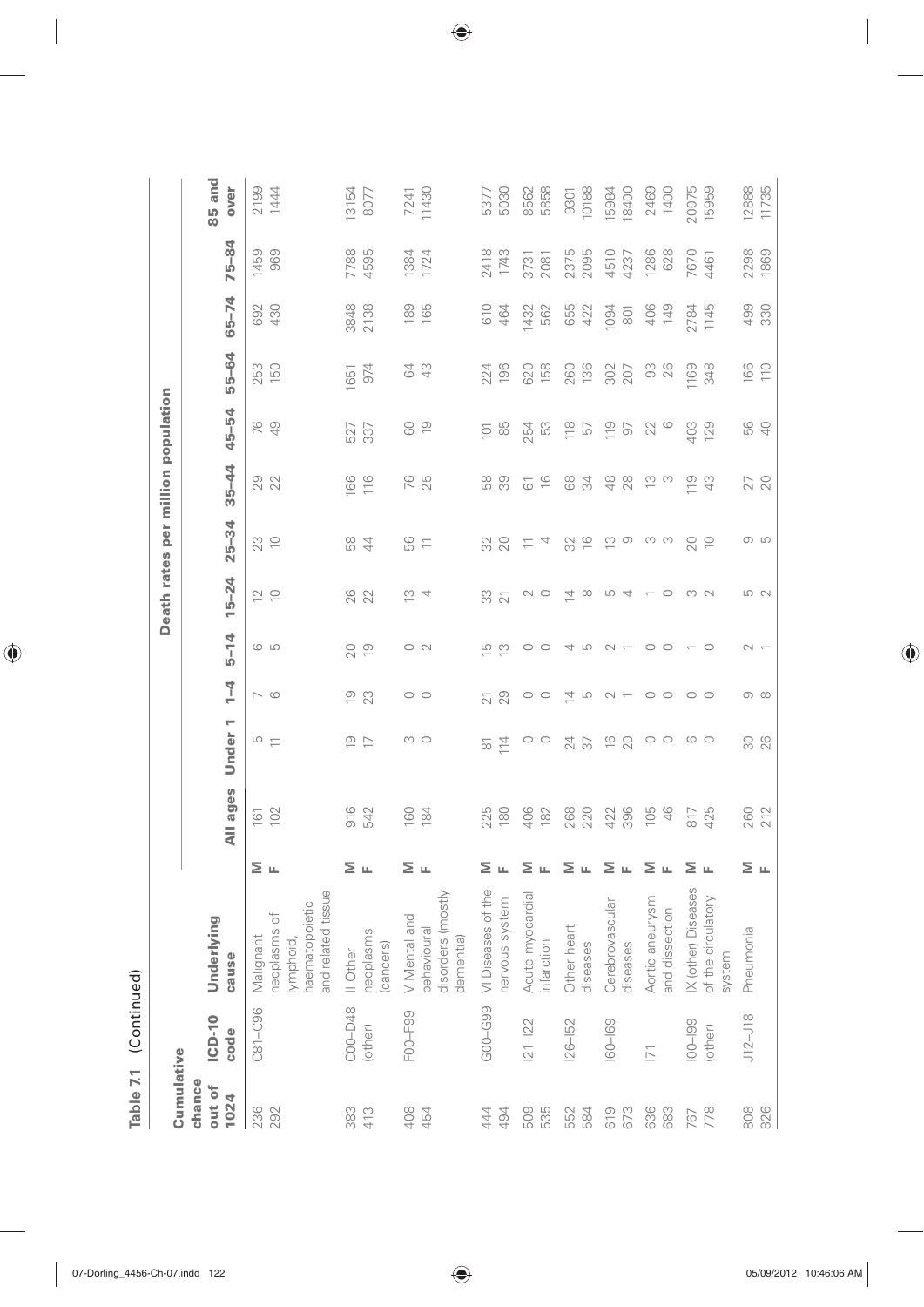**Table 7.1 (Continued)**

| Cumulative chance out of 1024 | ICD-10 code | Underlying cause | | All ages | Under 1 | 1–4 | 5–14 | 15–24 | 25–34 | 35–44 | 45–54 | 55–64 | 65–74 | 75–84 | 85 and over |
|---|---|---|---|---|---|---|---|---|---|---|---|---|---|---|---|
| | | | | Death rates per million population | | | | | | | | | | | |
| 236 | C81–C96 | Malignant neoplasms of lymphoid, haematopoietic and related tissue | M | 161 | 5 | 7 | 6 | 12 | 23 | 29 | 76 | 253 | 692 | 1459 | 2199 |
| 292 | | | F | 102 | 11 | 6 | 5 | 10 | 10 | 22 | 49 | 150 | 430 | 969 | 1444 |
| 383 | C00–D48 (other) | II Other neoplasms (cancers) | M | 916 | 19 | 19 | 20 | 26 | 58 | 166 | 527 | 1651 | 3848 | 7788 | 13154 |
| 413 | | | F | 542 | 17 | 23 | 19 | 22 | 44 | 116 | 337 | 974 | 2138 | 4595 | 8077 |
| 408 | F00–F99 | V Mental and behavioural disorders (mostly dementia) | M | 160 | 3 | 0 | 0 | 13 | 56 | 76 | 60 | 64 | 189 | 1384 | 7241 |
| 454 | | | F | 184 | 0 | 0 | 2 | 4 | 11 | 25 | 19 | 43 | 165 | 1724 | 11430 |
| 444 | G00–G99 | VI Diseases of the nervous system | M | 225 | 81 | 21 | 15 | 33 | 32 | 58 | 101 | 224 | 610 | 2418 | 5377 |
| 494 | | | F | 180 | 114 | 29 | 13 | 21 | 20 | 39 | 85 | 196 | 464 | 1743 | 5030 |
| 509 | I21–I22 | Acute myocardial infarction | M | 406 | 0 | 0 | 0 | 2 | 11 | 61 | 254 | 620 | 1432 | 3731 | 8562 |
| 535 | | | F | 182 | 0 | 0 | 0 | 0 | 4 | 16 | 53 | 158 | 562 | 2081 | 5858 |
| 552 | I26–I52 | Other heart diseases | M | 268 | 24 | 14 | 4 | 14 | 32 | 68 | 118 | 260 | 655 | 2375 | 9301 |
| 584 | | | F | 220 | 37 | 5 | 5 | 8 | 16 | 34 | 57 | 136 | 422 | 2095 | 10188 |
| 619 | I60–I69 | Cerebrovascular diseases | M | 422 | 16 | 2 | 2 | 5 | 13 | 48 | 119 | 302 | 1094 | 4510 | 15984 |
| 673 | | | F | 396 | 20 | 1 | 1 | 4 | 9 | 28 | 97 | 207 | 801 | 4237 | 18400 |
| 636 | I71 | Aortic aneurysm and dissection | M | 105 | 0 | 0 | 0 | 1 | 3 | 13 | 22 | 93 | 406 | 1286 | 2469 |
| 683 | | | F | 46 | 0 | 0 | 0 | 0 | 3 | 3 | 6 | 26 | 149 | 628 | 1400 |
| 767 | I00–I99 (other) | IX (other) Diseases of the circulatory system | M | 817 | 6 | 0 | 1 | 3 | 20 | 119 | 403 | 1169 | 2784 | 7670 | 20075 |
| 778 | | | F | 425 | 0 | 0 | 0 | 2 | 10 | 43 | 129 | 348 | 1145 | 4461 | 15959 |
| 808 | J12–J18 | Pneumonia | M | 260 | 30 | 9 | 2 | 5 | 9 | 27 | 56 | 166 | 499 | 2298 | 12888 |
| 826 | | | F | 212 | 26 | 8 | 1 | 2 | 5 | 20 | 40 | 110 | 330 | 1869 | 11735 |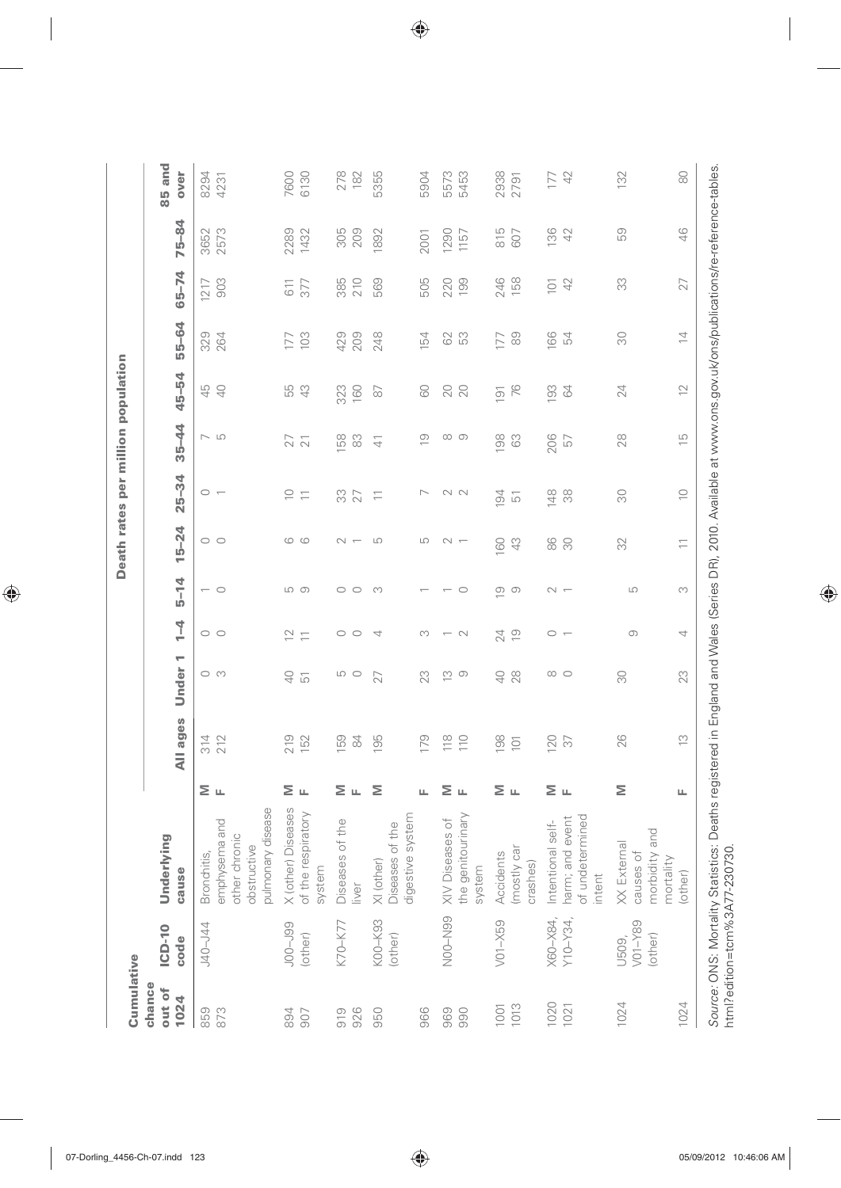| Cumulative chance out of 1024 | ICD-10 code | Underlying cause | | All ages | Under 1 | 1–4 | 5–14 | 15–24 | 25–34 | 35–44 | 45–54 | 55–64 | 65–74 | 75–84 | 85 and over |
|---|---|---|---|---|---|---|---|---|---|---|---|---|---|---|---|
| | | | | Death rates per million population | | | | | | | | | | | |
| 859 | J40–J44 | Bronchitis, emphysema and other chronic obstructive pulmonary disease | M | 314 | 0 | 0 | 1 | 0 | 0 | 7 | 45 | 329 | 1217 | 3652 | 8294 |
| 873 | | | F | 212 | 3 | 0 | 0 | 0 | 1 | 5 | 40 | 264 | 903 | 2573 | 4231 |
| 894 | J00–J99 (other) | X (other) Diseases of the respiratory system | M | 219 | 40 | 12 | 5 | 6 | 10 | 27 | 55 | 177 | 611 | 2289 | 7600 |
| 907 | | | F | 152 | 51 | 11 | 9 | 6 | 11 | 21 | 43 | 103 | 377 | 1432 | 6130 |
| 919 | K70–K77 | Diseases of the liver | M | 159 | 5 | 0 | 0 | 2 | 33 | 158 | 323 | 429 | 385 | 305 | 278 |
| 926 | | | F | 84 | 0 | 0 | 0 | 1 | 27 | 83 | 160 | 209 | 210 | 209 | 182 |
| 950 | K00–K93 (other) | XI (other) Diseases of the digestive system | M | 195 | 27 | 4 | 3 | 5 | 11 | 41 | 87 | 248 | 569 | 1892 | 5355 |
| 966 | | | F | 179 | 23 | 3 | 1 | 5 | 7 | 19 | 60 | 154 | 505 | 2001 | 5904 |
| 969 | N00–N99 | XIV Diseases of the genitourinary system | M | 118 | 13 | 1 | 1 | 2 | 2 | 8 | 20 | 62 | 220 | 1290 | 5573 |
| 990 | | | F | 110 | 9 | 2 | 0 | 1 | 2 | 9 | 20 | 53 | 199 | 1157 | 5453 |
| 1001 | V01–X59 | Accidents (mostly car crashes) | M | 198 | 40 | 24 | 19 | 160 | 194 | 198 | 191 | 177 | 246 | 815 | 2938 |
| 1013 | | | F | 101 | 28 | 19 | 9 | 43 | 51 | 63 | 76 | 89 | 158 | 607 | 2791 |
| 1020 | X60–X84, Y10–Y34, | Intentional self-harm; and event of undetermined intent | M | 120 | 8 | 0 | 2 | 86 | 148 | 206 | 193 | 166 | 101 | 136 | 177 |
| 1021 | | | F | 37 | 0 | 1 | 1 | 30 | 38 | 57 | 64 | 54 | 42 | 42 | 42 |
| 1024 | U509, V01–Y89 (other) | XX External causes of morbidity and mortality | M | 26 | 30 | 9 | 5 | 32 | 30 | 28 | 24 | 30 | 33 | 59 | 132 |
| 1024 | | (other) | F | 13 | 23 | 4 | 3 | 11 | 10 | 15 | 12 | 14 | 27 | 46 | 80 |

*Source*: ONS: Mortality Statistics: Deaths registered in England and Wales (Series DR), 2010. Available at www.ons.gov.uk/ons/publications/re-reference-tables.html?edition=tcm%3A77-230730.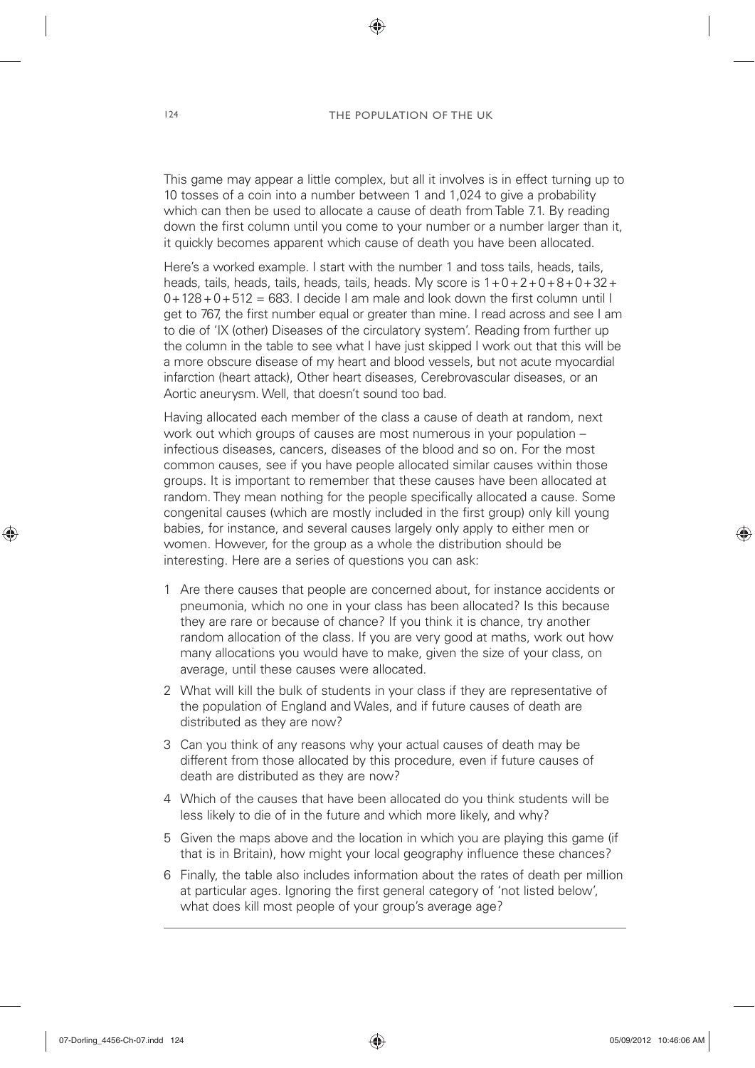This game may appear a little complex, but all it involves is in effect turning up to 10 tosses of a coin into a number between 1 and 1,024 to give a probability which can then be used to allocate a cause of death from Table 7.1. By reading down the first column until you come to your number or a number larger than it, it quickly becomes apparent which cause of death you have been allocated.

Here's a worked example. I start with the number 1 and toss tails, heads, tails, heads, tails, heads, tails, heads, tails, heads. My score is $1+0+2+0+8+0+32+0+128+0+512 = 683$. I decide I am male and look down the first column until I get to 767, the first number equal or greater than mine. I read across and see I am to die of 'IX (other) Diseases of the circulatory system'. Reading from further up the column in the table to see what I have just skipped I work out that this will be a more obscure disease of my heart and blood vessels, but not acute myocardial infarction (heart attack), Other heart diseases, Cerebrovascular diseases, or an Aortic aneurysm. Well, that doesn't sound too bad.

Having allocated each member of the class a cause of death at random, next work out which groups of causes are most numerous in your population – infectious diseases, cancers, diseases of the blood and so on. For the most common causes, see if you have people allocated similar causes within those groups. It is important to remember that these causes have been allocated at random. They mean nothing for the people specifically allocated a cause. Some congenital causes (which are mostly included in the first group) only kill young babies, for instance, and several causes largely only apply to either men or women. However, for the group as a whole the distribution should be interesting. Here are a series of questions you can ask:

1. Are there causes that people are concerned about, for instance accidents or pneumonia, which no one in your class has been allocated? Is this because they are rare or because of chance? If you think it is chance, try another random allocation of the class. If you are very good at maths, work out how many allocations you would have to make, given the size of your class, on average, until these causes were allocated.
2. What will kill the bulk of students in your class if they are representative of the population of England and Wales, and if future causes of death are distributed as they are now?
3. Can you think of any reasons why your actual causes of death may be different from those allocated by this procedure, even if future causes of death are distributed as they are now?
4. Which of the causes that have been allocated do you think students will be less likely to die of in the future and which more likely, and why?
5. Given the maps above and the location in which you are playing this game (if that is in Britain), how might your local geography influence these chances?
6. Finally, the table also includes information about the rates of death per million at particular ages. Ignoring the first general category of 'not listed below', what does kill most people of your group's average age?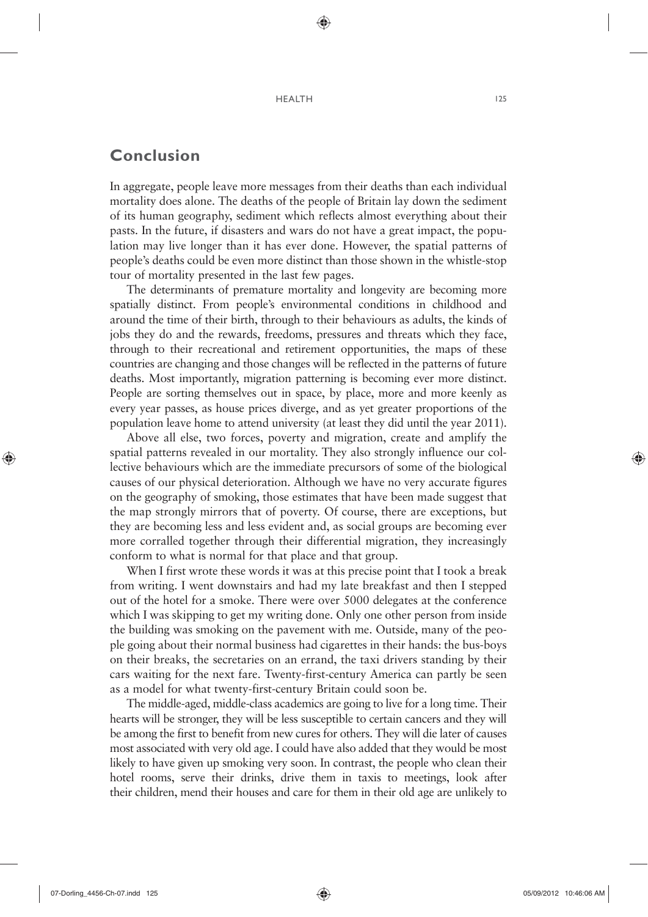## Conclusion

In aggregate, people leave more messages from their deaths than each individual mortality does alone. The deaths of the people of Britain lay down the sediment of its human geography, sediment which reflects almost everything about their pasts. In the future, if disasters and wars do not have a great impact, the population may live longer than it has ever done. However, the spatial patterns of people's deaths could be even more distinct than those shown in the whistle-stop tour of mortality presented in the last few pages.

The determinants of premature mortality and longevity are becoming more spatially distinct. From people's environmental conditions in childhood and around the time of their birth, through to their behaviours as adults, the kinds of jobs they do and the rewards, freedoms, pressures and threats which they face, through to their recreational and retirement opportunities, the maps of these countries are changing and those changes will be reflected in the patterns of future deaths. Most importantly, migration patterning is becoming ever more distinct. People are sorting themselves out in space, by place, more and more keenly as every year passes, as house prices diverge, and as yet greater proportions of the population leave home to attend university (at least they did until the year 2011).

Above all else, two forces, poverty and migration, create and amplify the spatial patterns revealed in our mortality. They also strongly influence our collective behaviours which are the immediate precursors of some of the biological causes of our physical deterioration. Although we have no very accurate figures on the geography of smoking, those estimates that have been made suggest that the map strongly mirrors that of poverty. Of course, there are exceptions, but they are becoming less and less evident and, as social groups are becoming ever more corralled together through their differential migration, they increasingly conform to what is normal for that place and that group.

When I first wrote these words it was at this precise point that I took a break from writing. I went downstairs and had my late breakfast and then I stepped out of the hotel for a smoke. There were over 5000 delegates at the conference which I was skipping to get my writing done. Only one other person from inside the building was smoking on the pavement with me. Outside, many of the people going about their normal business had cigarettes in their hands: the bus-boys on their breaks, the secretaries on an errand, the taxi drivers standing by their cars waiting for the next fare. Twenty-first-century America can partly be seen as a model for what twenty-first-century Britain could soon be.

The middle-aged, middle-class academics are going to live for a long time. Their hearts will be stronger, they will be less susceptible to certain cancers and they will be among the first to benefit from new cures for others. They will die later of causes most associated with very old age. I could have also added that they would be most likely to have given up smoking very soon. In contrast, the people who clean their hotel rooms, serve their drinks, drive them in taxis to meetings, look after their children, mend their houses and care for them in their old age are unlikely to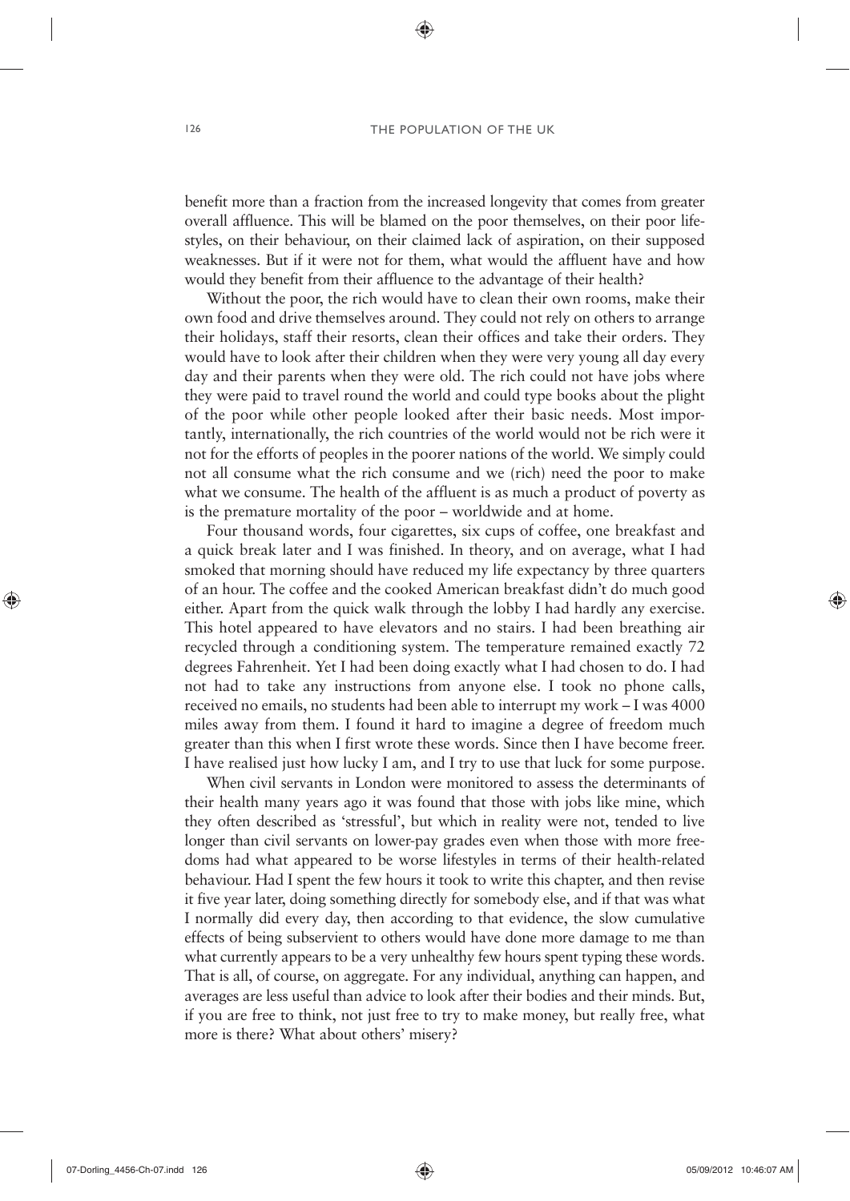benefit more than a fraction from the increased longevity that comes from greater overall affluence. This will be blamed on the poor themselves, on their poor lifestyles, on their behaviour, on their claimed lack of aspiration, on their supposed weaknesses. But if it were not for them, what would the affluent have and how would they benefit from their affluence to the advantage of their health?

Without the poor, the rich would have to clean their own rooms, make their own food and drive themselves around. They could not rely on others to arrange their holidays, staff their resorts, clean their offices and take their orders. They would have to look after their children when they were very young all day every day and their parents when they were old. The rich could not have jobs where they were paid to travel round the world and could type books about the plight of the poor while other people looked after their basic needs. Most importantly, internationally, the rich countries of the world would not be rich were it not for the efforts of peoples in the poorer nations of the world. We simply could not all consume what the rich consume and we (rich) need the poor to make what we consume. The health of the affluent is as much a product of poverty as is the premature mortality of the poor – worldwide and at home.

Four thousand words, four cigarettes, six cups of coffee, one breakfast and a quick break later and I was finished. In theory, and on average, what I had smoked that morning should have reduced my life expectancy by three quarters of an hour. The coffee and the cooked American breakfast didn't do much good either. Apart from the quick walk through the lobby I had hardly any exercise. This hotel appeared to have elevators and no stairs. I had been breathing air recycled through a conditioning system. The temperature remained exactly 72 degrees Fahrenheit. Yet I had been doing exactly what I had chosen to do. I had not had to take any instructions from anyone else. I took no phone calls, received no emails, no students had been able to interrupt my work – I was 4000 miles away from them. I found it hard to imagine a degree of freedom much greater than this when I first wrote these words. Since then I have become freer. I have realised just how lucky I am, and I try to use that luck for some purpose.

When civil servants in London were monitored to assess the determinants of their health many years ago it was found that those with jobs like mine, which they often described as 'stressful', but which in reality were not, tended to live longer than civil servants on lower-pay grades even when those with more freedoms had what appeared to be worse lifestyles in terms of their health-related behaviour. Had I spent the few hours it took to write this chapter, and then revise it five year later, doing something directly for somebody else, and if that was what I normally did every day, then according to that evidence, the slow cumulative effects of being subservient to others would have done more damage to me than what currently appears to be a very unhealthy few hours spent typing these words. That is all, of course, on aggregate. For any individual, anything can happen, and averages are less useful than advice to look after their bodies and their minds. But, if you are free to think, not just free to try to make money, but really free, what more is there? What about others' misery?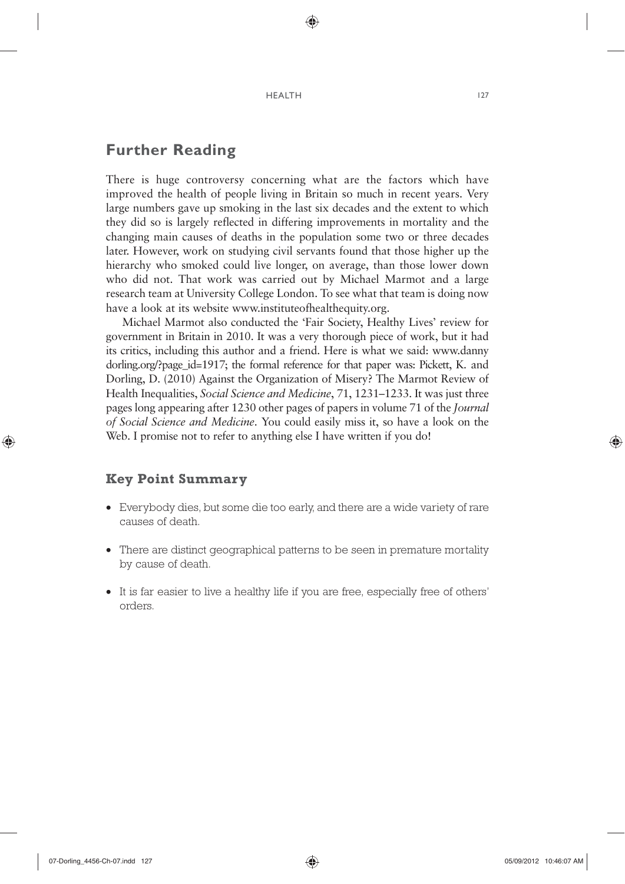## Further Reading

There is huge controversy concerning what are the factors which have improved the health of people living in Britain so much in recent years. Very large numbers gave up smoking in the last six decades and the extent to which they did so is largely reflected in differing improvements in mortality and the changing main causes of deaths in the population some two or three decades later. However, work on studying civil servants found that those higher up the hierarchy who smoked could live longer, on average, than those lower down who did not. That work was carried out by Michael Marmot and a large research team at University College London. To see what that team is doing now have a look at its website www.instituteofhealthequity.org.

Michael Marmot also conducted the 'Fair Society, Healthy Lives' review for government in Britain in 2010. It was a very thorough piece of work, but it had its critics, including this author and a friend. Here is what we said: www.dannydorling.org/?page_id=1917; the formal reference for that paper was: Pickett, K. and Dorling, D. (2010) Against the Organization of Misery? The Marmot Review of Health Inequalities, *Social Science and Medicine*, 71, 1231–1233. It was just three pages long appearing after 1230 other pages of papers in volume 71 of the *Journal of Social Science and Medicine*. You could easily miss it, so have a look on the Web. I promise not to refer to anything else I have written if you do!

### Key Point Summary

- Everybody dies, but some die too early, and there are a wide variety of rare causes of death.
- There are distinct geographical patterns to be seen in premature mortality by cause of death.
- It is far easier to live a healthy life if you are free, especially free of others' orders.